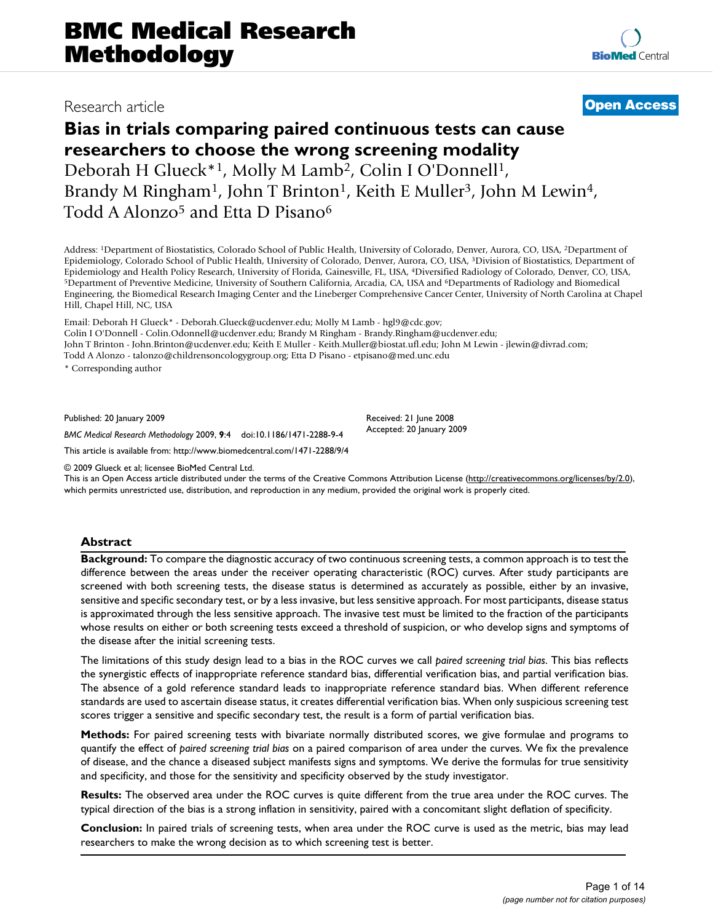# BMC Medical Research Methodology

Research article **Open Access**

## Bias in trials comparing paired continuous tests can cause researchers to choose the wrong screening modality

Deborah H Glueck*[1], Molly M Lamb[2], Colin I O'Donnell[1], Brandy M Ringham[1], John T Brinton[1], Keith E Muller[3], John M Lewin[4], Todd A Alonzo[5] and Etta D Pisano[6]

Address: [1]Department of Biostatistics, Colorado School of Public Health, University of Colorado, Denver, Aurora, CO, USA, [2]Department of Epidemiology, Colorado School of Public Health, University of Colorado, Denver, Aurora, CO, USA, [3]Division of Biostatistics, Department of Epidemiology and Health Policy Research, University of Florida, Gainesville, FL, USA, [4]Diversified Radiology of Colorado, Denver, CO, USA, [5]Department of Preventive Medicine, University of Southern California, Arcadia, CA, USA and [6]Departments of Radiology and Biomedical Engineering, the Biomedical Research Imaging Center and the Lineberger Comprehensive Cancer Center, University of North Carolina at Chapel Hill, Chapel Hill, NC, USA

Email: Deborah H Glueck* - Deborah.Glueck@ucdenver.edu; Molly M Lamb - hgl9@cdc.gov; Colin I O'Donnell - Colin.Odonnell@ucdenver.edu; Brandy M Ringham - Brandy.Ringham@ucdenver.edu; John T Brinton - John.Brinton@ucdenver.edu; Keith E Muller - Keith.Muller@biostat.ufl.edu; John M Lewin - jlewin@divrad.com; Todd A Alonzo - talonzo@childrensoncologygroup.org; Etta D Pisano - etpisano@med.unc.edu

* Corresponding author

Published: 20 January 2009

*BMC Medical Research Methodology* 2009, **9**:4 doi:10.1186/1471-2288-9-4

Received: 21 June 2008
Accepted: 20 January 2009

This article is available from: http://www.biomedcentral.com/1471-2288/9/4

© 2009 Glueck et al; licensee BioMed Central Ltd.
This is an Open Access article distributed under the terms of the Creative Commons Attribution License (http://creativecommons.org/licenses/by/2.0), which permits unrestricted use, distribution, and reproduction in any medium, provided the original work is properly cited.

## Abstract

**Background:** To compare the diagnostic accuracy of two continuous screening tests, a common approach is to test the difference between the areas under the receiver operating characteristic (ROC) curves. After study participants are screened with both screening tests, the disease status is determined as accurately as possible, either by an invasive, sensitive and specific secondary test, or by a less invasive, but less sensitive approach. For most participants, disease status is approximated through the less sensitive approach. The invasive test must be limited to the fraction of the participants whose results on either or both screening tests exceed a threshold of suspicion, or who develop signs and symptoms of the disease after the initial screening tests.

The limitations of this study design lead to a bias in the ROC curves we call *paired screening trial bias*. This bias reflects the synergistic effects of inappropriate reference standard bias, differential verification bias, and partial verification bias. The absence of a gold reference standard leads to inappropriate reference standard bias. When different reference standards are used to ascertain disease status, it creates differential verification bias. When only suspicious screening test scores trigger a sensitive and specific secondary test, the result is a form of partial verification bias.

**Methods:** For paired screening tests with bivariate normally distributed scores, we give formulae and programs to quantify the effect of *paired screening trial bias* on a paired comparison of area under the curves. We fix the prevalence of disease, and the chance a diseased subject manifests signs and symptoms. We derive the formulas for true sensitivity and specificity, and those for the sensitivity and specificity observed by the study investigator.

**Results:** The observed area under the ROC curves is quite different from the true area under the ROC curves. The typical direction of the bias is a strong inflation in sensitivity, paired with a concomitant slight deflation of specificity.

**Conclusion:** In paired trials of screening tests, when area under the ROC curve is used as the metric, bias may lead researchers to make the wrong decision as to which screening test is better.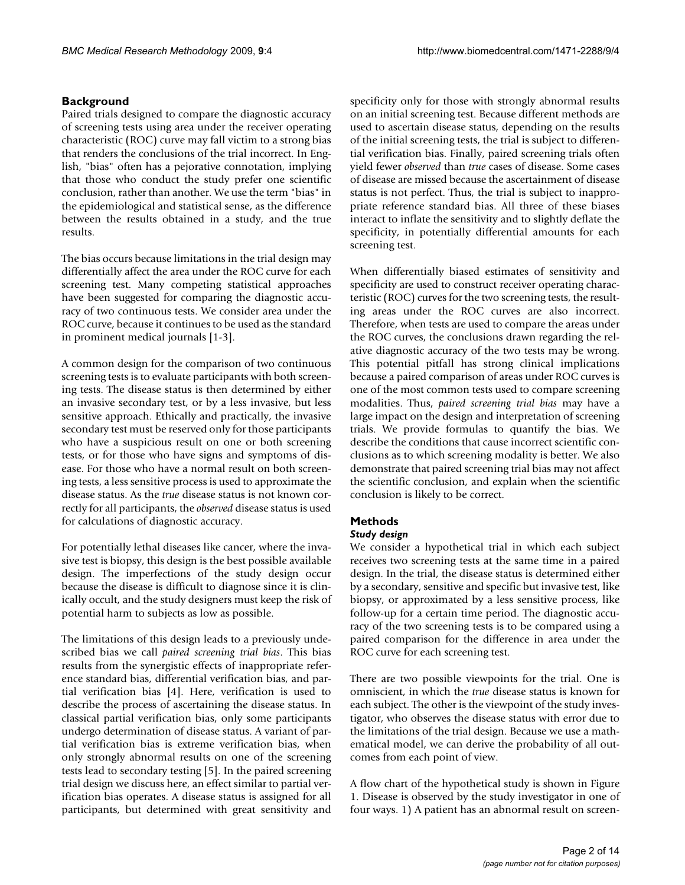## Background

Paired trials designed to compare the diagnostic accuracy of screening tests using area under the receiver operating characteristic (ROC) curve may fall victim to a strong bias that renders the conclusions of the trial incorrect. In English, "bias" often has a pejorative connotation, implying that those who conduct the study prefer one scientific conclusion, rather than another. We use the term "bias" in the epidemiological and statistical sense, as the difference between the results obtained in a study, and the true results.

The bias occurs because limitations in the trial design may differentially affect the area under the ROC curve for each screening test. Many competing statistical approaches have been suggested for comparing the diagnostic accuracy of two continuous tests. We consider area under the ROC curve, because it continues to be used as the standard in prominent medical journals [1-3].

A common design for the comparison of two continuous screening tests is to evaluate participants with both screening tests. The disease status is then determined by either an invasive secondary test, or by a less invasive, but less sensitive approach. Ethically and practically, the invasive secondary test must be reserved only for those participants who have a suspicious result on one or both screening tests, or for those who have signs and symptoms of disease. For those who have a normal result on both screening tests, a less sensitive process is used to approximate the disease status. As the *true* disease status is not known correctly for all participants, the *observed* disease status is used for calculations of diagnostic accuracy.

For potentially lethal diseases like cancer, where the invasive test is biopsy, this design is the best possible available design. The imperfections of the study design occur because the disease is difficult to diagnose since it is clinically occult, and the study designers must keep the risk of potential harm to subjects as low as possible.

The limitations of this design leads to a previously undescribed bias we call *paired screening trial bias*. This bias results from the synergistic effects of inappropriate reference standard bias, differential verification bias, and partial verification bias [4]. Here, verification is used to describe the process of ascertaining the disease status. In classical partial verification bias, only some participants undergo determination of disease status. A variant of partial verification bias is extreme verification bias, when only strongly abnormal results on one of the screening tests lead to secondary testing [5]. In the paired screening trial design we discuss here, an effect similar to partial verification bias operates. A disease status is assigned for all participants, but determined with great sensitivity and specificity only for those with strongly abnormal results on an initial screening test. Because different methods are used to ascertain disease status, depending on the results of the initial screening tests, the trial is subject to differential verification bias. Finally, paired screening trials often yield fewer *observed* than *true* cases of disease. Some cases of disease are missed because the ascertainment of disease status is not perfect. Thus, the trial is subject to inappropriate reference standard bias. All three of these biases interact to inflate the sensitivity and to slightly deflate the specificity, in potentially differential amounts for each screening test.

When differentially biased estimates of sensitivity and specificity are used to construct receiver operating characteristic (ROC) curves for the two screening tests, the resulting areas under the ROC curves are also incorrect. Therefore, when tests are used to compare the areas under the ROC curves, the conclusions drawn regarding the relative diagnostic accuracy of the two tests may be wrong. This potential pitfall has strong clinical implications because a paired comparison of areas under ROC curves is one of the most common tests used to compare screening modalities. Thus, *paired screening trial bias* may have a large impact on the design and interpretation of screening trials. We provide formulas to quantify the bias. We describe the conditions that cause incorrect scientific conclusions as to which screening modality is better. We also demonstrate that paired screening trial bias may not affect the scientific conclusion, and explain when the scientific conclusion is likely to be correct.

## Methods

### *Study design*

We consider a hypothetical trial in which each subject receives two screening tests at the same time in a paired design. In the trial, the disease status is determined either by a secondary, sensitive and specific but invasive test, like biopsy, or approximated by a less sensitive process, like follow-up for a certain time period. The diagnostic accuracy of the two screening tests is to be compared using a paired comparison for the difference in area under the ROC curve for each screening test.

There are two possible viewpoints for the trial. One is omniscient, in which the *true* disease status is known for each subject. The other is the viewpoint of the study investigator, who observes the disease status with error due to the limitations of the trial design. Because we use a mathematical model, we can derive the probability of all outcomes from each point of view.

A flow chart of the hypothetical study is shown in Figure 1. Disease is observed by the study investigator in one of four ways. 1) A patient has an abnormal result on screen-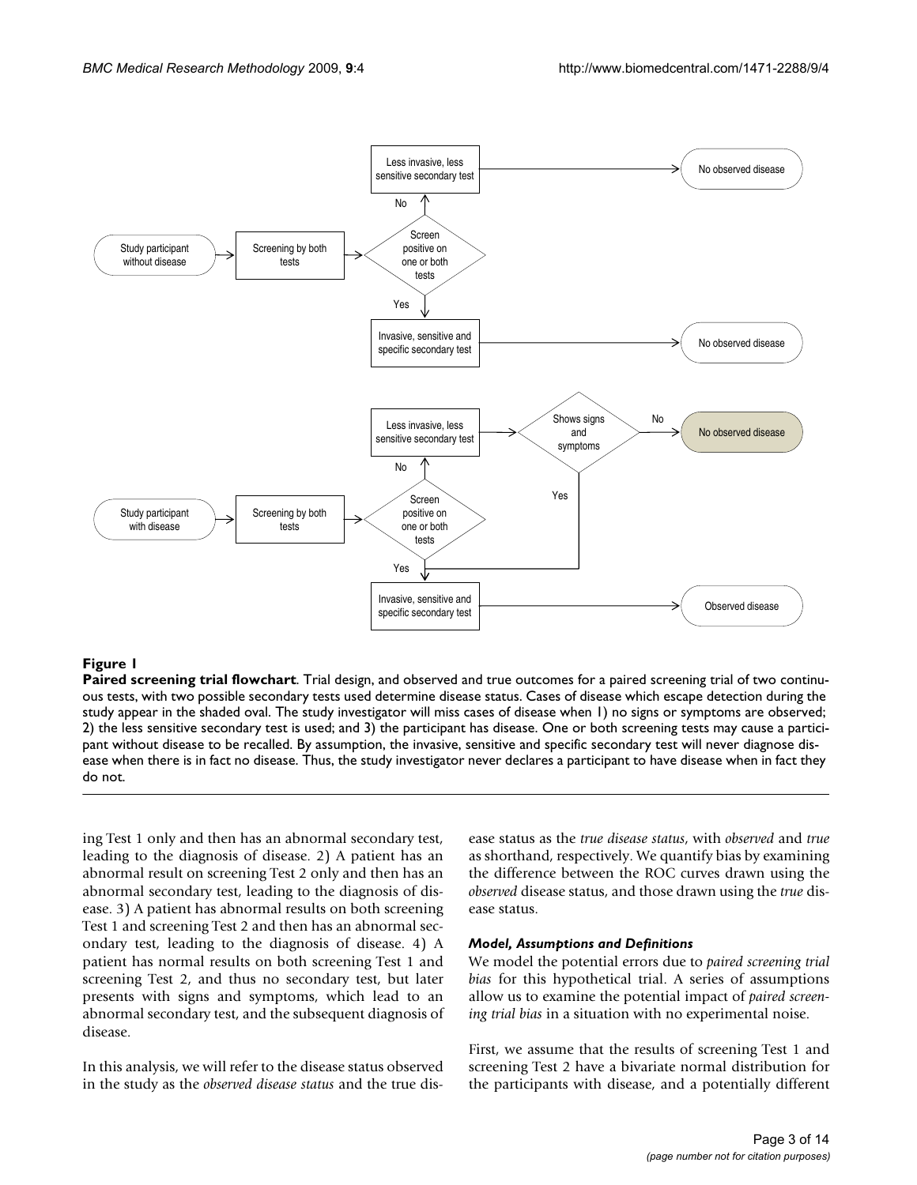**Figure 1**

**Paired screening trial flowchart**. Trial design, and observed and true outcomes for a paired screening trial of two continuous tests, with two possible secondary tests used determine disease status. Cases of disease which escape detection during the study appear in the shaded oval. The study investigator will miss cases of disease when 1) no signs or symptoms are observed; 2) the less sensitive secondary test is used; and 3) the participant has disease. One or both screening tests may cause a participant without disease to be recalled. By assumption, the invasive, sensitive and specific secondary test will never diagnose disease when there is in fact no disease. Thus, the study investigator never declares a participant to have disease when in fact they do not.

ing Test 1 only and then has an abnormal secondary test, leading to the diagnosis of disease. 2) A patient has an abnormal result on screening Test 2 only and then has an abnormal secondary test, leading to the diagnosis of disease. 3) A patient has abnormal results on both screening Test 1 and screening Test 2 and then has an abnormal secondary test, leading to the diagnosis of disease. 4) A patient has normal results on both screening Test 1 and screening Test 2, and thus no secondary test, but later presents with signs and symptoms, which lead to an abnormal secondary test, and the subsequent diagnosis of disease.

In this analysis, we will refer to the disease status observed in the study as the *observed disease status* and the true disease status as the *true disease status*, with *observed* and *true* as shorthand, respectively. We quantify bias by examining the difference between the ROC curves drawn using the *observed* disease status, and those drawn using the *true* disease status.

### *Model, Assumptions and Definitions*

We model the potential errors due to *paired screening trial bias* for this hypothetical trial. A series of assumptions allow us to examine the potential impact of *paired screening trial bias* in a situation with no experimental noise.

First, we assume that the results of screening Test 1 and screening Test 2 have a bivariate normal distribution for the participants with disease, and a potentially different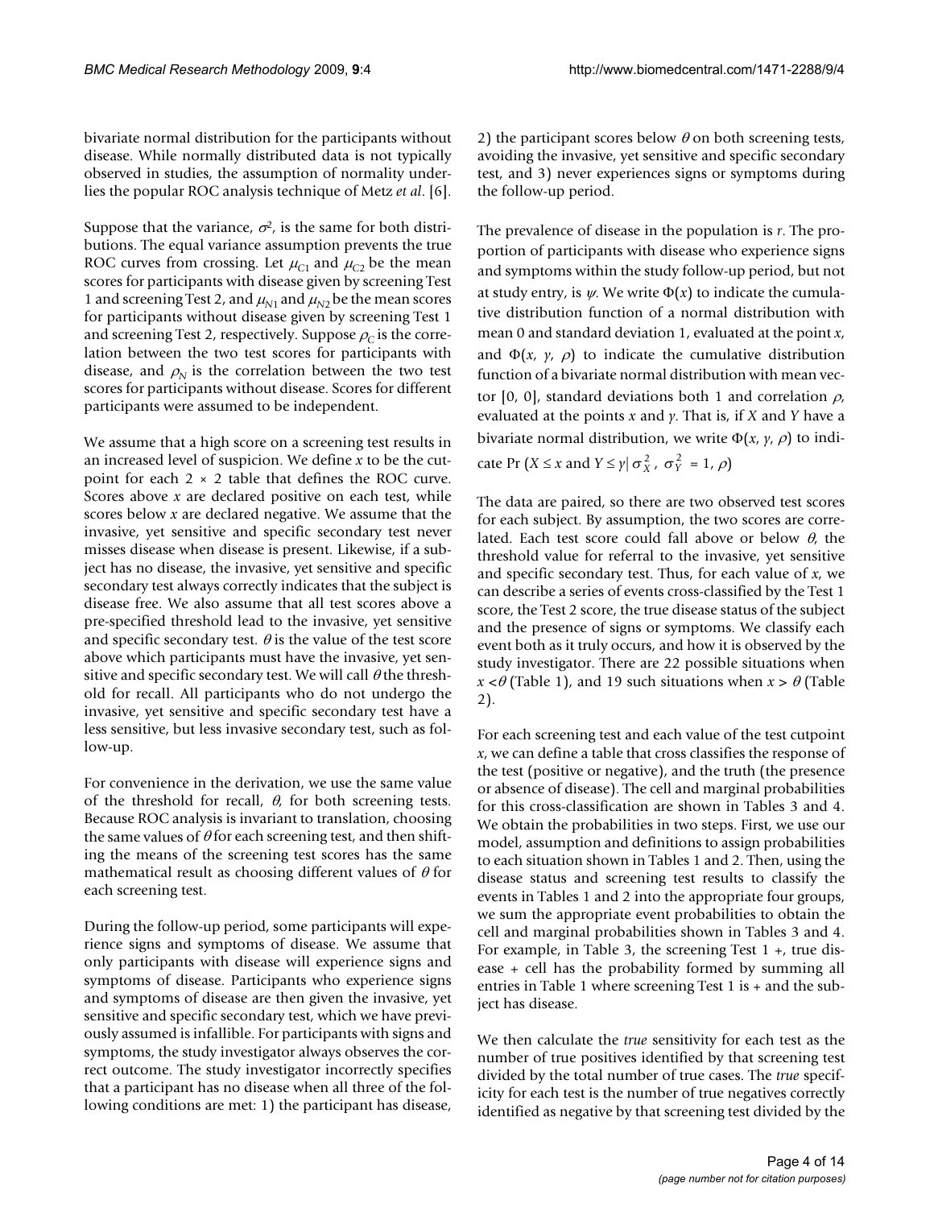bivariate normal distribution for the participants without disease. While normally distributed data is not typically observed in studies, the assumption of normality underlies the popular ROC analysis technique of Metz *et al*. [6].

Suppose that the variance, $\sigma^2$, is the same for both distributions. The equal variance assumption prevents the true ROC curves from crossing. Let $\mu_{C1}$ and $\mu_{C2}$ be the mean scores for participants with disease given by screening Test 1 and screening Test 2, and $\mu_{N1}$ and $\mu_{N2}$ be the mean scores for participants without disease given by screening Test 1 and screening Test 2, respectively. Suppose $\rho_C$ is the correlation between the two test scores for participants with disease, and $\rho_N$ is the correlation between the two test scores for participants without disease. Scores for different participants were assumed to be independent.

We assume that a high score on a screening test results in an increased level of suspicion. We define $x$ to be the cutpoint for each $2 \times 2$ table that defines the ROC curve. Scores above $x$ are declared positive on each test, while scores below $x$ are declared negative. We assume that the invasive, yet sensitive and specific secondary test never misses disease when disease is present. Likewise, if a subject has no disease, the invasive, yet sensitive and specific secondary test always correctly indicates that the subject is disease free. We also assume that all test scores above a pre-specified threshold lead to the invasive, yet sensitive and specific secondary test. $\theta$ is the value of the test score above which participants must have the invasive, yet sensitive and specific secondary test. We will call $\theta$ the threshold for recall. All participants who do not undergo the invasive, yet sensitive and specific secondary test have a less sensitive, but less invasive secondary test, such as follow-up.

For convenience in the derivation, we use the same value of the threshold for recall, $\theta$, for both screening tests. Because ROC analysis is invariant to translation, choosing the same values of $\theta$ for each screening test, and then shifting the means of the screening test scores has the same mathematical result as choosing different values of $\theta$ for each screening test.

During the follow-up period, some participants will experience signs and symptoms of disease. We assume that only participants with disease will experience signs and symptoms of disease. Participants who experience signs and symptoms of disease are then given the invasive, yet sensitive and specific secondary test, which we have previously assumed is infallible. For participants with signs and symptoms, the study investigator always observes the correct outcome. The study investigator incorrectly specifies that a participant has no disease when all three of the following conditions are met: 1) the participant has disease, 2) the participant scores below $\theta$ on both screening tests, avoiding the invasive, yet sensitive and specific secondary test, and 3) never experiences signs or symptoms during the follow-up period.

The prevalence of disease in the population is $r$. The proportion of participants with disease who experience signs and symptoms within the study follow-up period, but not at study entry, is $\psi$. We write $\Phi(x)$ to indicate the cumulative distribution function of a normal distribution with mean 0 and standard deviation 1, evaluated at the point $x$, and $\Phi(x, y, \rho)$ to indicate the cumulative distribution function of a bivariate normal distribution with mean vector [0, 0], standard deviations both 1 and correlation $\rho$, evaluated at the points $x$ and $y$. That is, if $X$ and $Y$ have a bivariate normal distribution, we write $\Phi(x, y, \rho)$ to indicate $\Pr(X \leq x \text{ and } Y \leq y \mid \sigma_X^2,\ \sigma_Y^2 = 1, \rho)$

The data are paired, so there are two observed test scores for each subject. By assumption, the two scores are correlated. Each test score could fall above or below $\theta$, the threshold value for referral to the invasive, yet sensitive and specific secondary test. Thus, for each value of $x$, we can describe a series of events cross-classified by the Test 1 score, the Test 2 score, the true disease status of the subject and the presence of signs or symptoms. We classify each event both as it truly occurs, and how it is observed by the study investigator. There are 22 possible situations when $x < \theta$ (Table 1), and 19 such situations when $x > \theta$ (Table 2).

For each screening test and each value of the test cutpoint $x$, we can define a table that cross classifies the response of the test (positive or negative), and the truth (the presence or absence of disease). The cell and marginal probabilities for this cross-classification are shown in Tables 3 and 4. We obtain the probabilities in two steps. First, we use our model, assumption and definitions to assign probabilities to each situation shown in Tables 1 and 2. Then, using the disease status and screening test results to classify the events in Tables 1 and 2 into the appropriate four groups, we sum the appropriate event probabilities to obtain the cell and marginal probabilities shown in Tables 3 and 4. For example, in Table 3, the screening Test 1 +, true disease + cell has the probability formed by summing all entries in Table 1 where screening Test 1 is + and the subject has disease.

We then calculate the *true* sensitivity for each test as the number of true positives identified by that screening test divided by the total number of true cases. The *true* specificity for each test is the number of true negatives correctly identified as negative by that screening test divided by the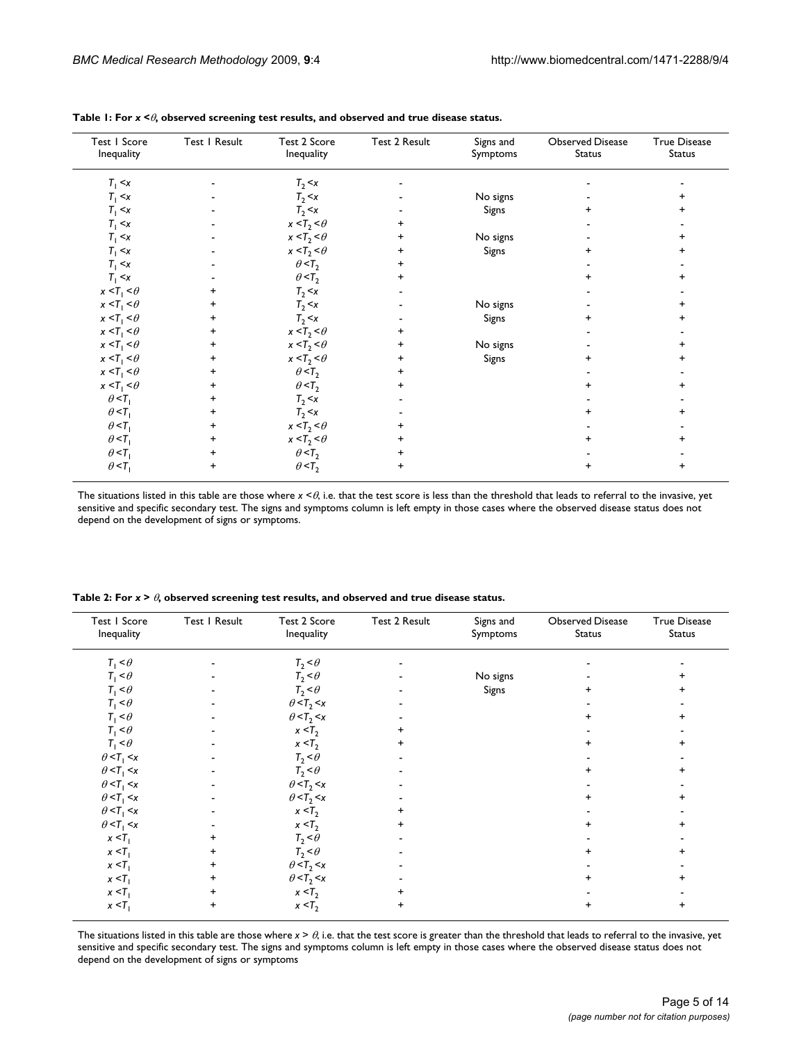**Table 1: For $x < \theta$, observed screening test results, and observed and true disease status.**

| Test 1 Score Inequality | Test 1 Result | Test 2 Score Inequality | Test 2 Result | Signs and Symptoms | Observed Disease Status | True Disease Status |
| --- | --- | --- | --- | --- | --- | --- |
| $T_1 < x$ | - | $T_2 < x$ | - | | - | - |
| $T_1 < x$ | - | $T_2 < x$ | - | No signs | - | + |
| $T_1 < x$ | - | $T_2 < x$ | - | Signs | + | + |
| $T_1 < x$ | - | $x < T_2 < \theta$ | + | | - | - |
| $T_1 < x$ | - | $x < T_2 < \theta$ | + | No signs | - | + |
| $T_1 < x$ | - | $x < T_2 < \theta$ | + | Signs | + | + |
| $T_1 < x$ | - | $\theta < T_2$ | + | | - | - |
| $T_1 < x$ | - | $\theta < T_2$ | + | | + | + |
| $x < T_1 < \theta$ | + | $T_2 < x$ | - | | - | - |
| $x < T_1 < \theta$ | + | $T_2 < x$ | - | No signs | - | + |
| $x < T_1 < \theta$ | + | $T_2 < x$ | - | Signs | + | + |
| $x < T_1 < \theta$ | + | $x < T_2 < \theta$ | + | | - | - |
| $x < T_1 < \theta$ | + | $x < T_2 < \theta$ | + | No signs | - | + |
| $x < T_1 < \theta$ | + | $x < T_2 < \theta$ | + | Signs | + | + |
| $x < T_1 < \theta$ | + | $\theta < T_2$ | + | | - | - |
| $x < T_1 < \theta$ | + | $\theta < T_2$ | + | | + | + |
| $\theta < T_1$ | + | $T_2 < x$ | - | | - | - |
| $\theta < T_1$ | + | $T_2 < x$ | - | | + | + |
| $\theta < T_1$ | + | $x < T_2 < \theta$ | + | | - | - |
| $\theta < T_1$ | + | $x < T_2 < \theta$ | + | | + | + |
| $\theta < T_1$ | + | $\theta < T_2$ | + | | - | - |
| $\theta < T_1$ | + | $\theta < T_2$ | + | | + | + |

The situations listed in this table are those where $x < \theta$, i.e. that the test score is less than the threshold that leads to referral to the invasive, yet sensitive and specific secondary test. The signs and symptoms column is left empty in those cases where the observed disease status does not depend on the development of signs or symptoms.

**Table 2: For $x > \theta$, observed screening test results, and observed and true disease status.**

| Test 1 Score Inequality | Test 1 Result | Test 2 Score Inequality | Test 2 Result | Signs and Symptoms | Observed Disease Status | True Disease Status |
| --- | --- | --- | --- | --- | --- | --- |
| $T_1 < \theta$ | - | $T_2 < \theta$ | - | | - | - |
| $T_1 < \theta$ | - | $T_2 < \theta$ | - | No signs | - | + |
| $T_1 < \theta$ | - | $T_2 < \theta$ | - | Signs | + | + |
| $T_1 < \theta$ | - | $\theta < T_2 < x$ | - | | - | - |
| $T_1 < \theta$ | - | $\theta < T_2 < x$ | - | | + | + |
| $T_1 < \theta$ | - | $x < T_2$ | + | | - | - |
| $T_1 < \theta$ | - | $x < T_2$ | + | | + | + |
| $\theta < T_1 < x$ | - | $T_2 < \theta$ | - | | - | - |
| $\theta < T_1 < x$ | - | $T_2 < \theta$ | - | | + | + |
| $\theta < T_1 < x$ | - | $\theta < T_2 < x$ | - | | - | - |
| $\theta < T_1 < x$ | - | $\theta < T_2 < x$ | - | | + | + |
| $\theta < T_1 < x$ | - | $x < T_2$ | + | | - | - |
| $\theta < T_1 < x$ | - | $x < T_2$ | + | | + | + |
| $x < T_1$ | + | $T_2 < \theta$ | - | | - | - |
| $x < T_1$ | + | $T_2 < \theta$ | - | | + | + |
| $x < T_1$ | + | $\theta < T_2 < x$ | - | | - | - |
| $x < T_1$ | + | $\theta < T_2 < x$ | - | | + | + |
| $x < T_1$ | + | $x < T_2$ | + | | - | - |
| $x < T_1$ | + | $x < T_2$ | + | | + | + |

The situations listed in this table are those where $x > \theta$, i.e. that the test score is greater than the threshold that leads to referral to the invasive, yet sensitive and specific secondary test. The signs and symptoms column is left empty in those cases where the observed disease status does not depend on the development of signs or symptoms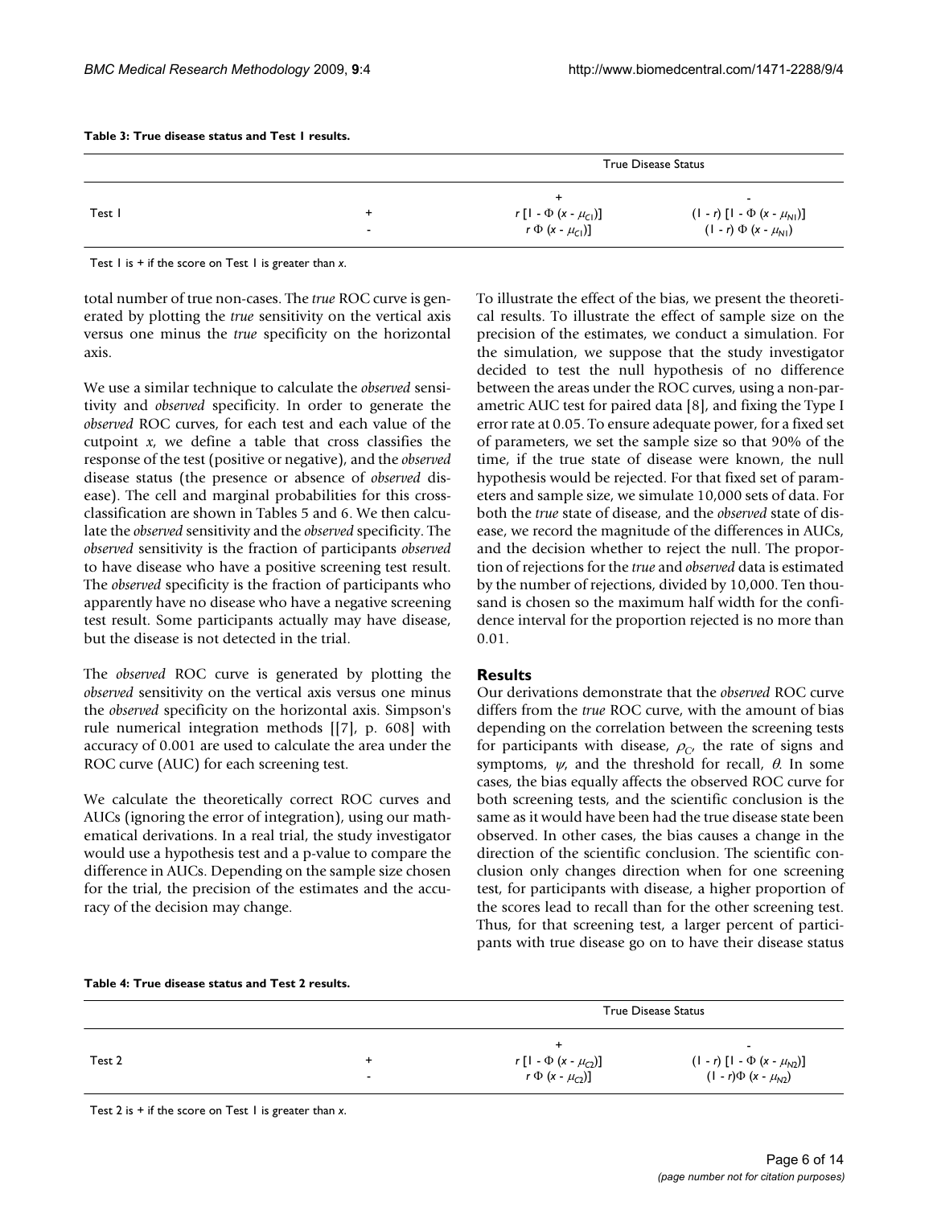**Table 3: True disease status and Test 1 results.**

| | | True Disease Status | |
|---|---|---|---|
| | | + | - |
| Test 1 | + | $r [1 - \Phi (x - \mu_{C1})]$ | $(1 - r) [1 - \Phi (x - \mu_{N1})]$ |
| | - | $r \Phi (x - \mu_{C1})]$ | $(1 - r) \Phi (x - \mu_{N1})$ |

Test 1 is + if the score on Test 1 is greater than *x*.

total number of true non-cases. The *true* ROC curve is generated by plotting the *true* sensitivity on the vertical axis versus one minus the *true* specificity on the horizontal axis.

We use a similar technique to calculate the *observed* sensitivity and *observed* specificity. In order to generate the *observed* ROC curves, for each test and each value of the cutpoint *x*, we define a table that cross classifies the response of the test (positive or negative), and the *observed* disease status (the presence or absence of *observed* disease). The cell and marginal probabilities for this cross-classification are shown in Tables 5 and 6. We then calculate the *observed* sensitivity and the *observed* specificity. The *observed* sensitivity is the fraction of participants *observed* to have disease who have a positive screening test result. The *observed* specificity is the fraction of participants who apparently have no disease who have a negative screening test result. Some participants actually may have disease, but the disease is not detected in the trial.

The *observed* ROC curve is generated by plotting the *observed* sensitivity on the vertical axis versus one minus the *observed* specificity on the horizontal axis. Simpson's rule numerical integration methods [[7], p. 608] with accuracy of 0.001 are used to calculate the area under the ROC curve (AUC) for each screening test.

We calculate the theoretically correct ROC curves and AUCs (ignoring the error of integration), using our mathematical derivations. In a real trial, the study investigator would use a hypothesis test and a p-value to compare the difference in AUCs. Depending on the sample size chosen for the trial, the precision of the estimates and the accuracy of the decision may change.

To illustrate the effect of the bias, we present the theoretical results. To illustrate the effect of sample size on the precision of the estimates, we conduct a simulation. For the simulation, we suppose that the study investigator decided to test the null hypothesis of no difference between the areas under the ROC curves, using a non-parametric AUC test for paired data [8], and fixing the Type I error rate at 0.05. To ensure adequate power, for a fixed set of parameters, we set the sample size so that 90% of the time, if the true state of disease were known, the null hypothesis would be rejected. For that fixed set of parameters and sample size, we simulate 10,000 sets of data. For both the *true* state of disease, and the *observed* state of disease, we record the magnitude of the differences in AUCs, and the decision whether to reject the null. The proportion of rejections for the *true* and *observed* data is estimated by the number of rejections, divided by 10,000. Ten thousand is chosen so the maximum half width for the confidence interval for the proportion rejected is no more than 0.01.

## Results

Our derivations demonstrate that the *observed* ROC curve differs from the *true* ROC curve, with the amount of bias depending on the correlation between the screening tests for participants with disease, $\rho_C$, the rate of signs and symptoms, $\psi$, and the threshold for recall, $\theta$. In some cases, the bias equally affects the observed ROC curve for both screening tests, and the scientific conclusion is the same as it would have been had the true disease state been observed. In other cases, the bias causes a change in the direction of the scientific conclusion. The scientific conclusion only changes direction when for one screening test, for participants with disease, a higher proportion of the scores lead to recall than for the other screening test. Thus, for that screening test, a larger percent of participants with true disease go on to have their disease status

**Table 4: True disease status and Test 2 results.**

| | | True Disease Status | |
|---|---|---|---|
| | | + | - |
| Test 2 | + | $r [1 - \Phi (x - \mu_{C2})]$ | $(1 - r) [1 - \Phi (x - \mu_{N2})]$ |
| | - | $r \Phi (x - \mu_{C2})]$ | $(1 - r)\Phi (x - \mu_{N2})$ |

Test 2 is + if the score on Test 1 is greater than *x*.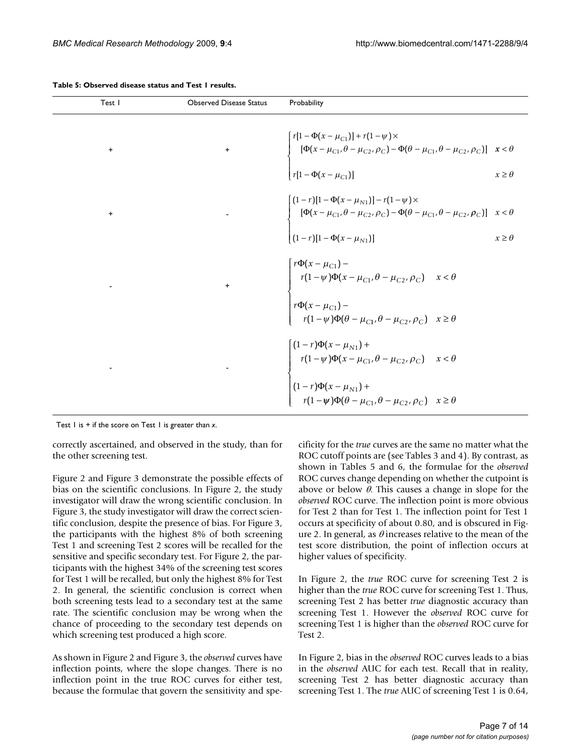**Table 5: Observed disease status and Test 1 results.**

| Test I | Observed Disease Status | Probability |
|---|---|---|
| + | + | $\begin{cases} r[1-\Phi(x-\mu_{C1})] + r(1-\psi) \times \\ \quad [\Phi(x-\mu_{C1}, \theta-\mu_{C2}, \rho_C) - \Phi(\theta-\mu_{C1}, \theta-\mu_{C2}, \rho_C)] & x < \theta \\ r[1-\Phi(x-\mu_{C1})] & x \geq \theta \end{cases}$ |
| + | - | $\begin{cases} (1-r)[1-\Phi(x-\mu_{N1})] - r(1-\psi) \times \\ \quad [\Phi(x-\mu_{C1}, \theta-\mu_{C2}, \rho_C) - \Phi(\theta-\mu_{C1}, \theta-\mu_{C2}, \rho_C)] & x < \theta \\ (1-r)[1-\Phi(x-\mu_{N1})] & x \geq \theta \end{cases}$ |
| - | + | $\begin{cases} r\Phi(x-\mu_{C1}) - \\ \quad r(1-\psi)\Phi(x-\mu_{C1}, \theta-\mu_{C2}, \rho_C) & x < \theta \\ r\Phi(x-\mu_{C1}) - \\ \quad r(1-\psi)\Phi(\theta-\mu_{C1}, \theta-\mu_{C2}, \rho_C) & x \geq \theta \end{cases}$ |
| - | - | $\begin{cases} (1-r)\Phi(x-\mu_{N1}) + \\ \quad r(1-\psi)\Phi(x-\mu_{C1}, \theta-\mu_{C2}, \rho_C) & x < \theta \\ (1-r)\Phi(x-\mu_{N1}) + \\ \quad r(1-\psi)\Phi(\theta-\mu_{C1}, \theta-\mu_{C2}, \rho_C) & x \geq \theta \end{cases}$ |

Test I is + if the score on Test I is greater than $x$.

correctly ascertained, and observed in the study, than for the other screening test.

Figure 2 and Figure 3 demonstrate the possible effects of bias on the scientific conclusions. In Figure 2, the study investigator will draw the wrong scientific conclusion. In Figure 3, the study investigator will draw the correct scientific conclusion, despite the presence of bias. For Figure 3, the participants with the highest 8% of both screening Test 1 and screening Test 2 scores will be recalled for the sensitive and specific secondary test. For Figure 2, the participants with the highest 34% of the screening test scores for Test 1 will be recalled, but only the highest 8% for Test 2. In general, the scientific conclusion is correct when both screening tests lead to a secondary test at the same rate. The scientific conclusion may be wrong when the chance of proceeding to the secondary test depends on which screening test produced a high score.

As shown in Figure 2 and Figure 3, the *observed* curves have inflection points, where the slope changes. There is no inflection point in the true ROC curves for either test, because the formulae that govern the sensitivity and specificity for the *true* curves are the same no matter what the ROC cutoff points are (see Tables 3 and 4). By contrast, as shown in Tables 5 and 6, the formulae for the *observed* ROC curves change depending on whether the cutpoint is above or below $\theta$. This causes a change in slope for the *observed* ROC curve. The inflection point is more obvious for Test 2 than for Test 1. The inflection point for Test 1 occurs at specificity of about 0.80, and is obscured in Figure 2. In general, as $\theta$ increases relative to the mean of the test score distribution, the point of inflection occurs at higher values of specificity.

In Figure 2, the *true* ROC curve for screening Test 2 is higher than the *true* ROC curve for screening Test 1. Thus, screening Test 2 has better *true* diagnostic accuracy than screening Test 1. However the *observed* ROC curve for screening Test 1 is higher than the *observed* ROC curve for Test 2.

In Figure 2, bias in the *observed* ROC curves leads to a bias in the *observed* AUC for each test. Recall that in reality, screening Test 2 has better diagnostic accuracy than screening Test 1. The *true* AUC of screening Test 1 is 0.64,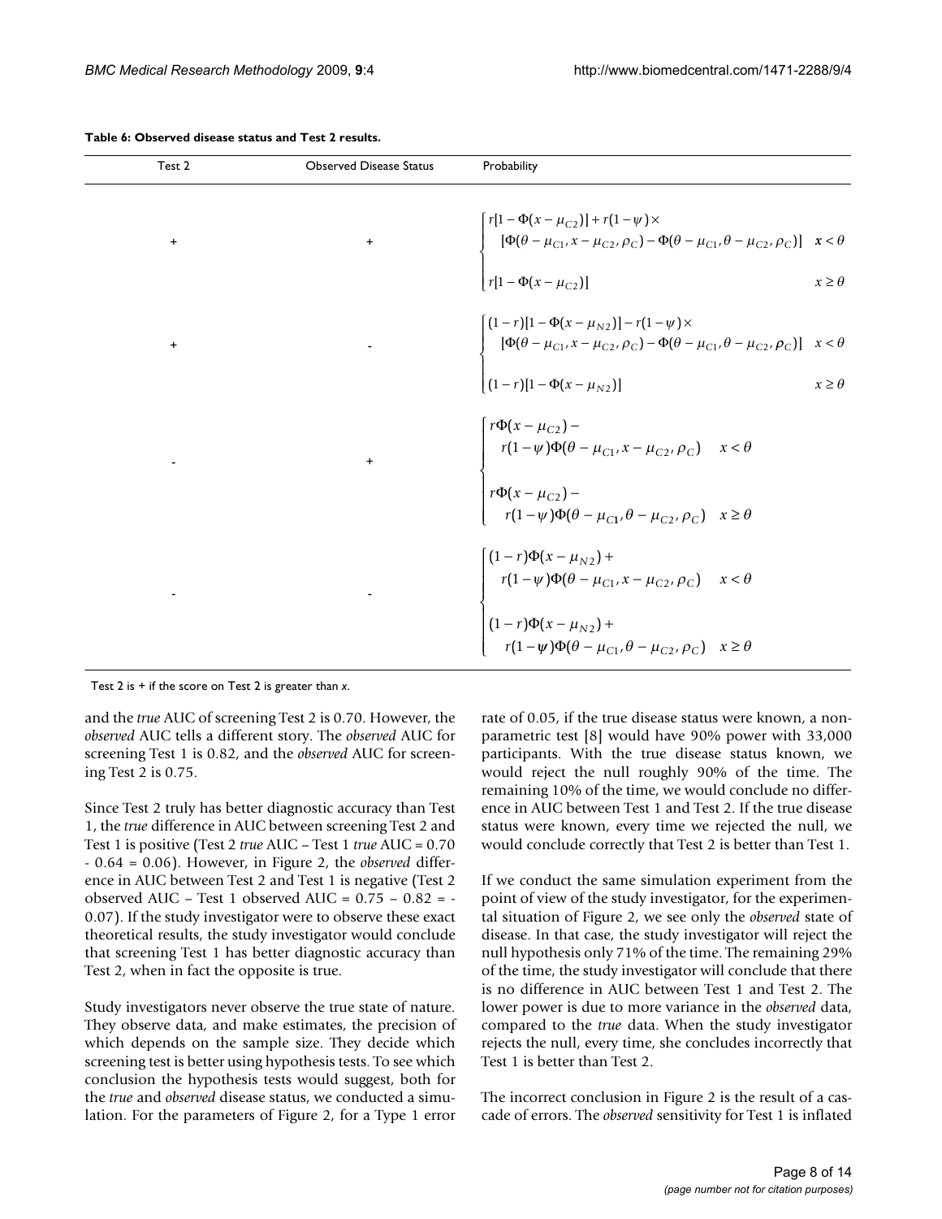**Table 6: Observed disease status and Test 2 results.**

| Test 2 | Observed Disease Status | Probability |
| --- | --- | --- |
| + | + | $\begin{cases} r[1-\Phi(x-\mu_{C2})] + r(1-\psi)\times \\ \quad [\Phi(\theta-\mu_{C1}, x-\mu_{C2}, \rho_C) - \Phi(\theta-\mu_{C1}, \theta-\mu_{C2}, \rho_C)] & x < \theta \\ r[1-\Phi(x-\mu_{C2})] & x \geq \theta \end{cases}$ |
| + | - | $\begin{cases} (1-r)[1-\Phi(x-\mu_{N2})] - r(1-\psi)\times \\ \quad [\Phi(\theta-\mu_{C1}, x-\mu_{C2}, \rho_C) - \Phi(\theta-\mu_{C1}, \theta-\mu_{C2}, \rho_C)] & x < \theta \\ (1-r)[1-\Phi(x-\mu_{N2})] & x \geq \theta \end{cases}$ |
| - | + | $\begin{cases} r\Phi(x-\mu_{C2}) - \\ \quad r(1-\psi)\Phi(\theta-\mu_{C1}, x-\mu_{C2}, \rho_C) & x < \theta \\ r\Phi(x-\mu_{C2}) - \\ \quad r(1-\psi)\Phi(\theta-\mu_{C1}, \theta-\mu_{C2}, \rho_C) & x \geq \theta \end{cases}$ |
| - | - | $\begin{cases} (1-r)\Phi(x-\mu_{N2}) + \\ \quad r(1-\psi)\Phi(\theta-\mu_{C1}, x-\mu_{C2}, \rho_C) & x < \theta \\ (1-r)\Phi(x-\mu_{N2}) + \\ \quad r(1-\psi)\Phi(\theta-\mu_{C1}, \theta-\mu_{C2}, \rho_C) & x \geq \theta \end{cases}$ |

Test 2 is + if the score on Test 2 is greater than *x*.

and the *true* AUC of screening Test 2 is 0.70. However, the *observed* AUC tells a different story. The *observed* AUC for screening Test 1 is 0.82, and the *observed* AUC for screening Test 2 is 0.75.

Since Test 2 truly has better diagnostic accuracy than Test 1, the *true* difference in AUC between screening Test 2 and Test 1 is positive (Test 2 *true* AUC – Test 1 *true* AUC = 0.70 - 0.64 = 0.06). However, in Figure 2, the *observed* difference in AUC between Test 2 and Test 1 is negative (Test 2 observed AUC – Test 1 observed AUC = 0.75 – 0.82 = -0.07). If the study investigator were to observe these exact theoretical results, the study investigator would conclude that screening Test 1 has better diagnostic accuracy than Test 2, when in fact the opposite is true.

Study investigators never observe the true state of nature. They observe data, and make estimates, the precision of which depends on the sample size. They decide which screening test is better using hypothesis tests. To see which conclusion the hypothesis tests would suggest, both for the *true* and *observed* disease status, we conducted a simulation. For the parameters of Figure 2, for a Type 1 error rate of 0.05, if the true disease status were known, a non-parametric test [8] would have 90% power with 33,000 participants. With the true disease status known, we would reject the null roughly 90% of the time. The remaining 10% of the time, we would conclude no difference in AUC between Test 1 and Test 2. If the true disease status were known, every time we rejected the null, we would conclude correctly that Test 2 is better than Test 1.

If we conduct the same simulation experiment from the point of view of the study investigator, for the experimental situation of Figure 2, we see only the *observed* state of disease. In that case, the study investigator will reject the null hypothesis only 71% of the time. The remaining 29% of the time, the study investigator will conclude that there is no difference in AUC between Test 1 and Test 2. The lower power is due to more variance in the *observed* data, compared to the *true* data. When the study investigator rejects the null, every time, she concludes incorrectly that Test 1 is better than Test 2.

The incorrect conclusion in Figure 2 is the result of a cascade of errors. The *observed* sensitivity for Test 1 is inflated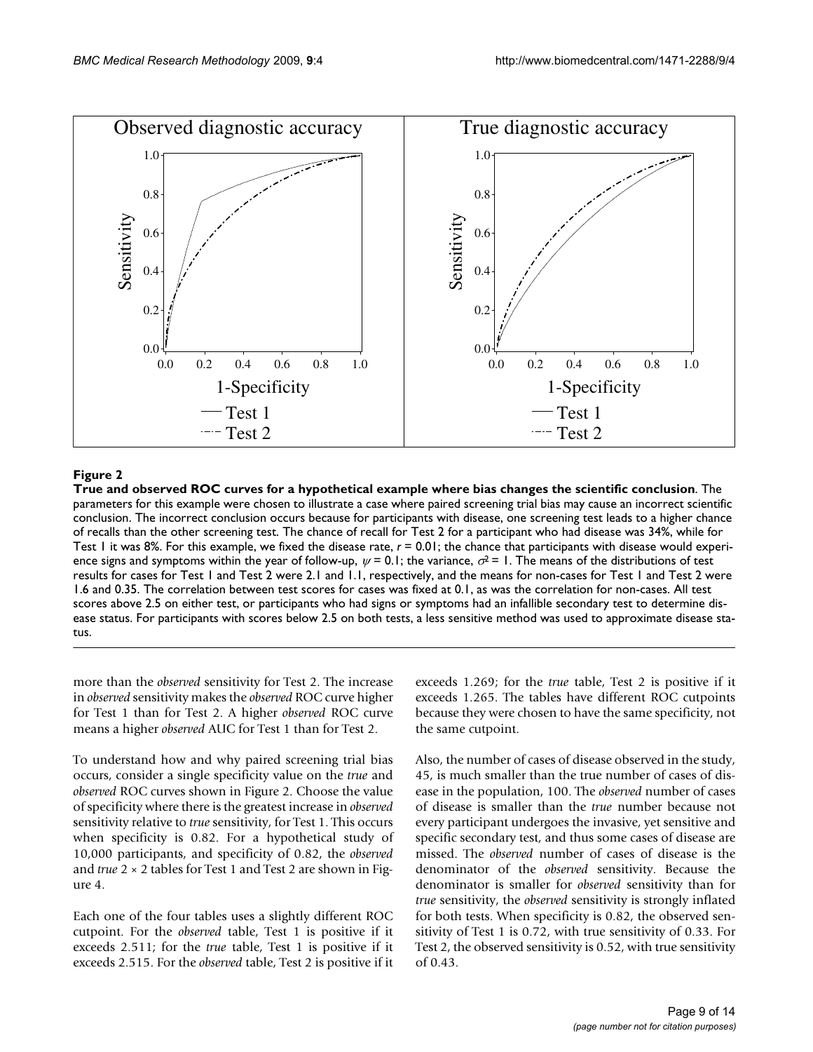**Figure 2**

**True and observed ROC curves for a hypothetical example where bias changes the scientific conclusion**. The parameters for this example were chosen to illustrate a case where paired screening trial bias may cause an incorrect scientific conclusion. The incorrect conclusion occurs because for participants with disease, one screening test leads to a higher chance of recalls than the other screening test. The chance of recall for Test 2 for a participant who had disease was 34%, while for Test 1 it was 8%. For this example, we fixed the disease rate, $r = 0.01$; the chance that participants with disease would experience signs and symptoms within the year of follow-up, $\psi = 0.1$; the variance, $\sigma^2 = 1$. The means of the distributions of test results for cases for Test 1 and Test 2 were 2.1 and 1.1, respectively, and the means for non-cases for Test 1 and Test 2 were 1.6 and 0.35. The correlation between test scores for cases was fixed at 0.1, as was the correlation for non-cases. All test scores above 2.5 on either test, or participants who had signs or symptoms had an infallible secondary test to determine disease status. For participants with scores below 2.5 on both tests, a less sensitive method was used to approximate disease status.

more than the *observed* sensitivity for Test 2. The increase in *observed* sensitivity makes the *observed* ROC curve higher for Test 1 than for Test 2. A higher *observed* ROC curve means a higher *observed* AUC for Test 1 than for Test 2.

To understand how and why paired screening trial bias occurs, consider a single specificity value on the *true* and *observed* ROC curves shown in Figure 2. Choose the value of specificity where there is the greatest increase in *observed* sensitivity relative to *true* sensitivity, for Test 1. This occurs when specificity is 0.82. For a hypothetical study of 10,000 participants, and specificity of 0.82, the *observed* and *true* 2 × 2 tables for Test 1 and Test 2 are shown in Figure 4.

Each one of the four tables uses a slightly different ROC cutpoint. For the *observed* table, Test 1 is positive if it exceeds 2.511; for the *true* table, Test 1 is positive if it exceeds 2.515. For the *observed* table, Test 2 is positive if it exceeds 1.269; for the *true* table, Test 2 is positive if it exceeds 1.265. The tables have different ROC cutpoints because they were chosen to have the same specificity, not the same cutpoint.

Also, the number of cases of disease observed in the study, 45, is much smaller than the true number of cases of disease in the population, 100. The *observed* number of cases of disease is smaller than the *true* number because not every participant undergoes the invasive, yet sensitive and specific secondary test, and thus some cases of disease are missed. The *observed* number of cases of disease is the denominator of the *observed* sensitivity. Because the denominator is smaller for *observed* sensitivity than for *true* sensitivity, the *observed* sensitivity is strongly inflated for both tests. When specificity is 0.82, the observed sensitivity of Test 1 is 0.72, with true sensitivity of 0.33. For Test 2, the observed sensitivity is 0.52, with true sensitivity of 0.43.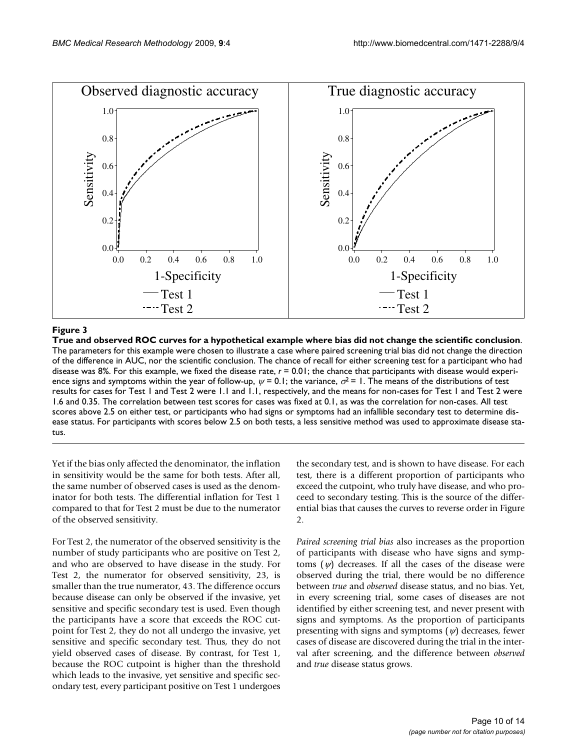**Figure 3**

**True and observed ROC curves for a hypothetical example where bias did not change the scientific conclusion**. The parameters for this example were chosen to illustrate a case where paired screening trial bias did not change the direction of the difference in AUC, nor the scientific conclusion. The chance of recall for either screening test for a participant who had disease was 8%. For this example, we fixed the disease rate, $r = 0.01$; the chance that participants with disease would experience signs and symptoms within the year of follow-up, $\psi = 0.1$; the variance, $\sigma^2 = 1$. The means of the distributions of test results for cases for Test 1 and Test 2 were 1.1 and 1.1, respectively, and the means for non-cases for Test 1 and Test 2 were 1.6 and 0.35. The correlation between test scores for cases was fixed at 0.1, as was the correlation for non-cases. All test scores above 2.5 on either test, or participants who had signs or symptoms had an infallible secondary test to determine disease status. For participants with scores below 2.5 on both tests, a less sensitive method was used to approximate disease status.

Yet if the bias only affected the denominator, the inflation in sensitivity would be the same for both tests. After all, the same number of observed cases is used as the denominator for both tests. The differential inflation for Test 1 compared to that for Test 2 must be due to the numerator of the observed sensitivity.

For Test 2, the numerator of the observed sensitivity is the number of study participants who are positive on Test 2, and who are observed to have disease in the study. For Test 2, the numerator for observed sensitivity, 23, is smaller than the true numerator, 43. The difference occurs because disease can only be observed if the invasive, yet sensitive and specific secondary test is used. Even though the participants have a score that exceeds the ROC cutpoint for Test 2, they do not all undergo the invasive, yet sensitive and specific secondary test. Thus, they do not yield observed cases of disease. By contrast, for Test 1, because the ROC cutpoint is higher than the threshold which leads to the invasive, yet sensitive and specific secondary test, every participant positive on Test 1 undergoes the secondary test, and is shown to have disease. For each test, there is a different proportion of participants who exceed the cutpoint, who truly have disease, and who proceed to secondary testing. This is the source of the differential bias that causes the curves to reverse order in Figure 2.

*Paired screening trial bias* also increases as the proportion of participants with disease who have signs and symptoms ($\psi$) decreases. If all the cases of the disease were observed during the trial, there would be no difference between *true* and *observed* disease status, and no bias. Yet, in every screening trial, some cases of diseases are not identified by either screening test, and never present with signs and symptoms. As the proportion of participants presenting with signs and symptoms ($\psi$) decreases, fewer cases of disease are discovered during the trial in the interval after screening, and the difference between *observed* and *true* disease status grows.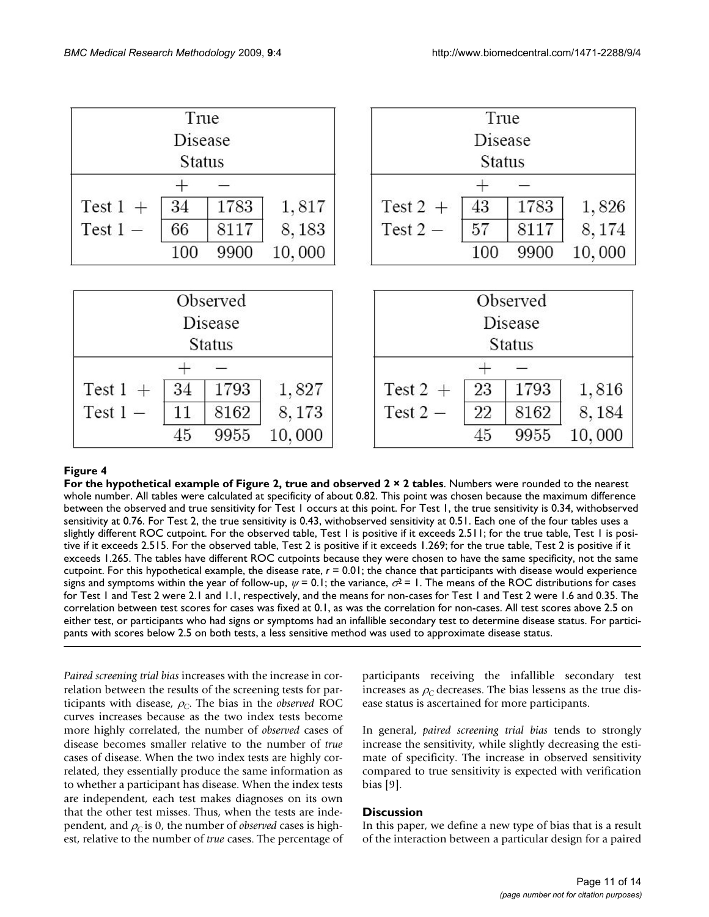| | True Disease Status | | |
|---|---|---|---|
| | + | − | |
| Test 1 + | 34 | 1783 | 1,817 |
| Test 1 − | 66 | 8117 | 8,183 |
| | 100 | 9900 | 10,000 |

| | True Disease Status | | |
|---|---|---|---|
| | + | − | |
| Test 2 + | 43 | 1783 | 1,826 |
| Test 2 − | 57 | 8117 | 8,174 |
| | 100 | 9900 | 10,000 |

| | Observed Disease Status | | |
|---|---|---|---|
| | + | − | |
| Test 1 + | 34 | 1793 | 1,827 |
| Test 1 − | 11 | 8162 | 8,173 |
| | 45 | 9955 | 10,000 |

| | Observed Disease Status | | |
|---|---|---|---|
| | + | − | |
| Test 2 + | 23 | 1793 | 1,816 |
| Test 2 − | 22 | 8162 | 8,184 |
| | 45 | 9955 | 10,000 |

**Figure 4**

**For the hypothetical example of Figure 2, true and observed 2 × 2 tables**. Numbers were rounded to the nearest whole number. All tables were calculated at specificity of about 0.82. This point was chosen because the maximum difference between the observed and true sensitivity for Test 1 occurs at this point. For Test 1, the true sensitivity is 0.34, withobserved sensitivity at 0.76. For Test 2, the true sensitivity is 0.43, withobserved sensitivity at 0.51. Each one of the four tables uses a slightly different ROC cutpoint. For the observed table, Test 1 is positive if it exceeds 2.511; for the true table, Test 1 is positive if it exceeds 2.515. For the observed table, Test 2 is positive if it exceeds 1.269; for the true table, Test 2 is positive if it exceeds 1.265. The tables have different ROC cutpoints because they were chosen to have the same specificity, not the same cutpoint. For this hypothetical example, the disease rate, $r = 0.01$; the chance that participants with disease would experience signs and symptoms within the year of follow-up, $\psi = 0.1$; the variance, $\sigma^2 = 1$. The means of the ROC distributions for cases for Test 1 and Test 2 were 2.1 and 1.1, respectively, and the means for non-cases for Test 1 and Test 2 were 1.6 and 0.35. The correlation between test scores for cases was fixed at 0.1, as was the correlation for non-cases. All test scores above 2.5 on either test, or participants who had signs or symptoms had an infallible secondary test to determine disease status. For participants with scores below 2.5 on both tests, a less sensitive method was used to approximate disease status.

*Paired screening trial bias* increases with the increase in correlation between the results of the screening tests for participants with disease, $\rho_C$. The bias in the *observed* ROC curves increases because as the two index tests become more highly correlated, the number of *observed* cases of disease becomes smaller relative to the number of *true* cases of disease. When the two index tests are highly correlated, they essentially produce the same information as to whether a participant has disease. When the index tests are independent, each test makes diagnoses on its own that the other test misses. Thus, when the tests are independent, and $\rho_C$ is 0, the number of *observed* cases is highest, relative to the number of *true* cases. The percentage of participants receiving the infallible secondary test increases as $\rho_C$ decreases. The bias lessens as the true disease status is ascertained for more participants.

In general, *paired screening trial bias* tends to strongly increase the sensitivity, while slightly decreasing the estimate of specificity. The increase in observed sensitivity compared to true sensitivity is expected with verification bias [9].

## Discussion

In this paper, we define a new type of bias that is a result of the interaction between a particular design for a paired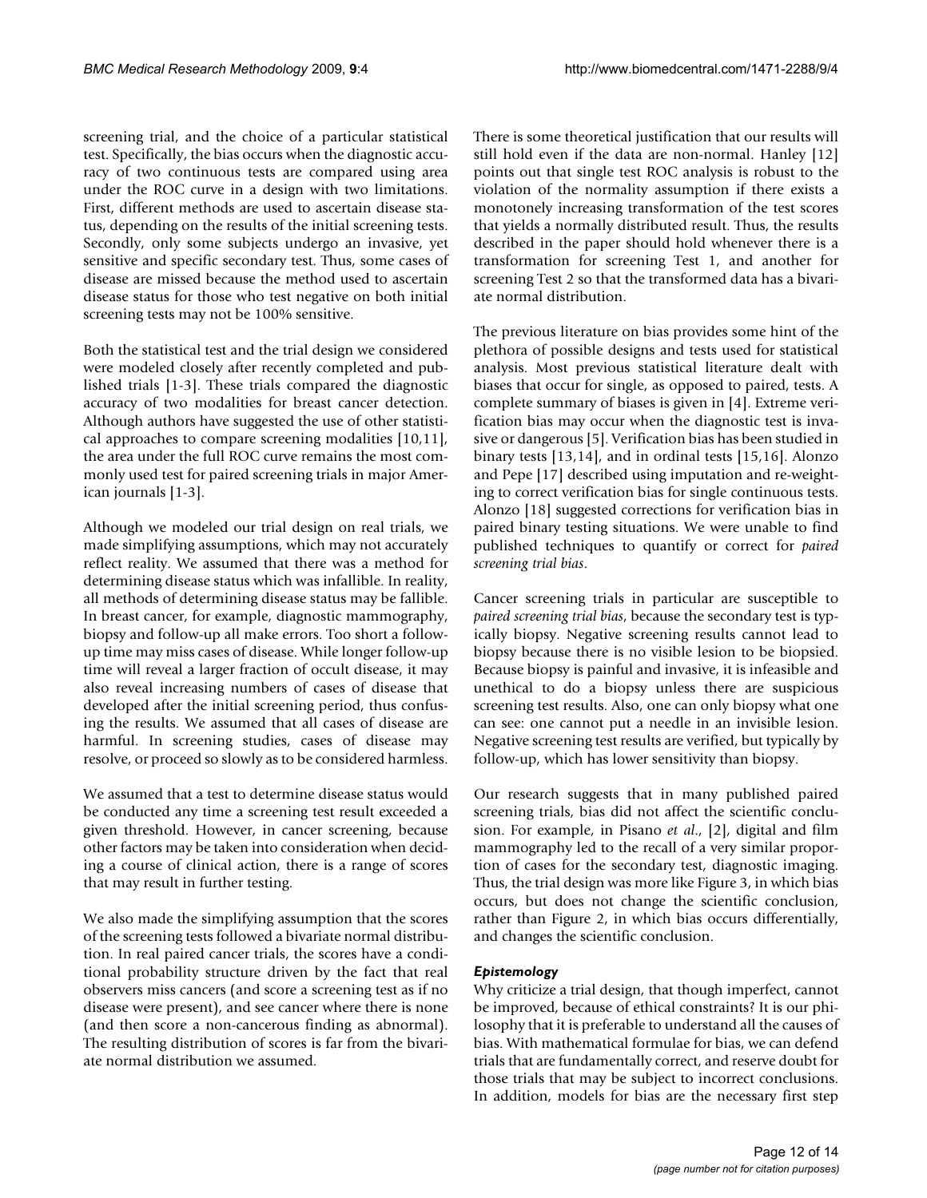screening trial, and the choice of a particular statistical test. Specifically, the bias occurs when the diagnostic accuracy of two continuous tests are compared using area under the ROC curve in a design with two limitations. First, different methods are used to ascertain disease status, depending on the results of the initial screening tests. Secondly, only some subjects undergo an invasive, yet sensitive and specific secondary test. Thus, some cases of disease are missed because the method used to ascertain disease status for those who test negative on both initial screening tests may not be 100% sensitive.

Both the statistical test and the trial design we considered were modeled closely after recently completed and published trials [1-3]. These trials compared the diagnostic accuracy of two modalities for breast cancer detection. Although authors have suggested the use of other statistical approaches to compare screening modalities [10,11], the area under the full ROC curve remains the most commonly used test for paired screening trials in major American journals [1-3].

Although we modeled our trial design on real trials, we made simplifying assumptions, which may not accurately reflect reality. We assumed that there was a method for determining disease status which was infallible. In reality, all methods of determining disease status may be fallible. In breast cancer, for example, diagnostic mammography, biopsy and follow-up all make errors. Too short a follow-up time may miss cases of disease. While longer follow-up time will reveal a larger fraction of occult disease, it may also reveal increasing numbers of cases of disease that developed after the initial screening period, thus confusing the results. We assumed that all cases of disease are harmful. In screening studies, cases of disease may resolve, or proceed so slowly as to be considered harmless.

We assumed that a test to determine disease status would be conducted any time a screening test result exceeded a given threshold. However, in cancer screening, because other factors may be taken into consideration when deciding a course of clinical action, there is a range of scores that may result in further testing.

We also made the simplifying assumption that the scores of the screening tests followed a bivariate normal distribution. In real paired cancer trials, the scores have a conditional probability structure driven by the fact that real observers miss cancers (and score a screening test as if no disease were present), and see cancer where there is none (and then score a non-cancerous finding as abnormal). The resulting distribution of scores is far from the bivariate normal distribution we assumed.

There is some theoretical justification that our results will still hold even if the data are non-normal. Hanley [12] points out that single test ROC analysis is robust to the violation of the normality assumption if there exists a monotonely increasing transformation of the test scores that yields a normally distributed result. Thus, the results described in the paper should hold whenever there is a transformation for screening Test 1, and another for screening Test 2 so that the transformed data has a bivariate normal distribution.

The previous literature on bias provides some hint of the plethora of possible designs and tests used for statistical analysis. Most previous statistical literature dealt with biases that occur for single, as opposed to paired, tests. A complete summary of biases is given in [4]. Extreme verification bias may occur when the diagnostic test is invasive or dangerous [5]. Verification bias has been studied in binary tests [13,14], and in ordinal tests [15,16]. Alonzo and Pepe [17] described using imputation and re-weighting to correct verification bias for single continuous tests. Alonzo [18] suggested corrections for verification bias in paired binary testing situations. We were unable to find published techniques to quantify or correct for *paired screening trial bias*.

Cancer screening trials in particular are susceptible to *paired screening trial bias*, because the secondary test is typically biopsy. Negative screening results cannot lead to biopsy because there is no visible lesion to be biopsied. Because biopsy is painful and invasive, it is infeasible and unethical to do a biopsy unless there are suspicious screening test results. Also, one can only biopsy what one can see: one cannot put a needle in an invisible lesion. Negative screening test results are verified, but typically by follow-up, which has lower sensitivity than biopsy.

Our research suggests that in many published paired screening trials, bias did not affect the scientific conclusion. For example, in Pisano *et al*., [2], digital and film mammography led to the recall of a very similar proportion of cases for the secondary test, diagnostic imaging. Thus, the trial design was more like Figure 3, in which bias occurs, but does not change the scientific conclusion, rather than Figure 2, in which bias occurs differentially, and changes the scientific conclusion.

### *Epistemology*

Why criticize a trial design, that though imperfect, cannot be improved, because of ethical constraints? It is our philosophy that it is preferable to understand all the causes of bias. With mathematical formulae for bias, we can defend trials that are fundamentally correct, and reserve doubt for those trials that may be subject to incorrect conclusions. In addition, models for bias are the necessary first step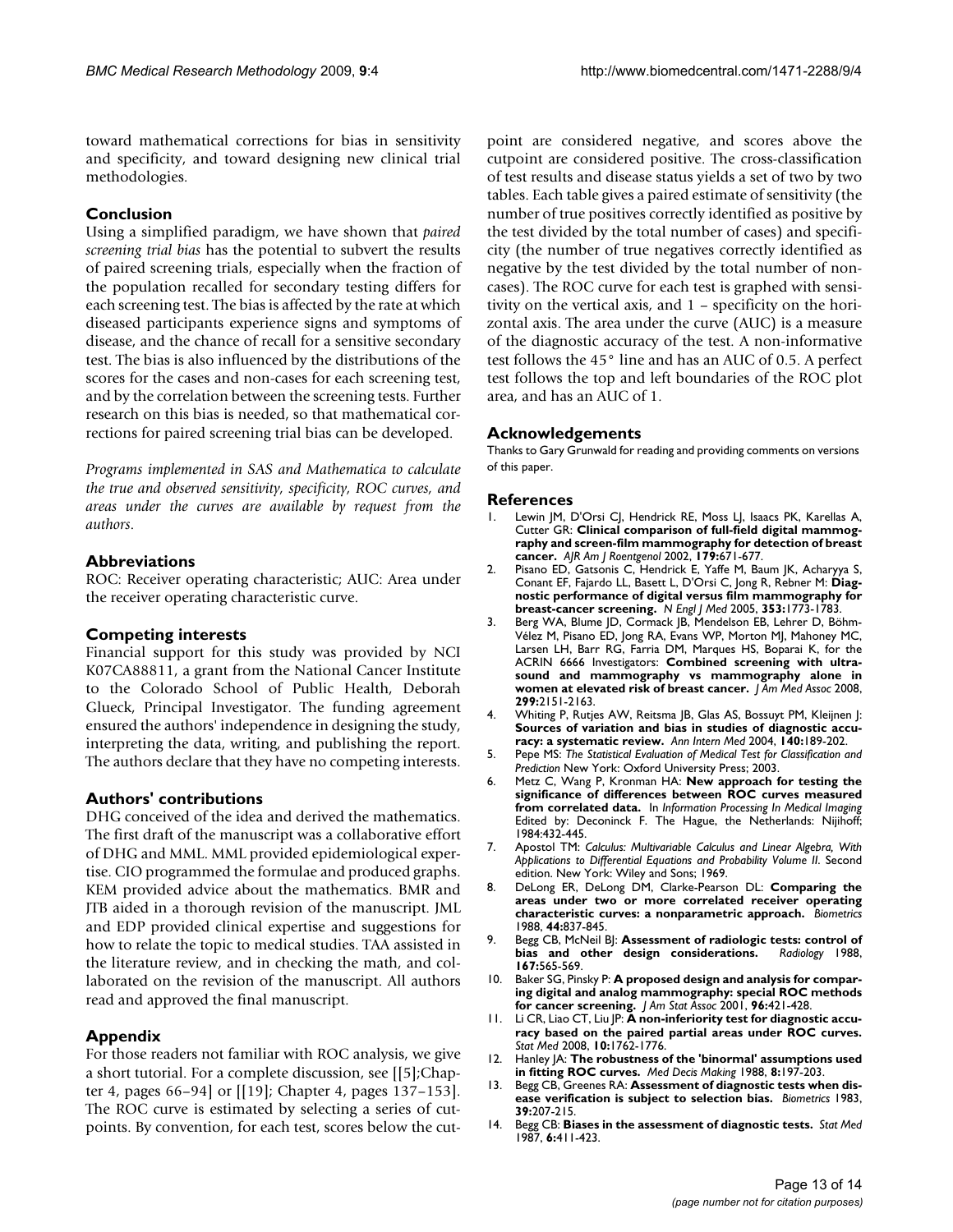toward mathematical corrections for bias in sensitivity and specificity, and toward designing new clinical trial methodologies.

## Conclusion

Using a simplified paradigm, we have shown that *paired screening trial bias* has the potential to subvert the results of paired screening trials, especially when the fraction of the population recalled for secondary testing differs for each screening test. The bias is affected by the rate at which diseased participants experience signs and symptoms of disease, and the chance of recall for a sensitive secondary test. The bias is also influenced by the distributions of the scores for the cases and non-cases for each screening test, and by the correlation between the screening tests. Further research on this bias is needed, so that mathematical corrections for paired screening trial bias can be developed.

*Programs implemented in SAS and Mathematica to calculate the true and observed sensitivity, specificity, ROC curves, and areas under the curves are available by request from the authors.*

## Abbreviations

ROC: Receiver operating characteristic; AUC: Area under the receiver operating characteristic curve.

## Competing interests

Financial support for this study was provided by NCI K07CA88811, a grant from the National Cancer Institute to the Colorado School of Public Health, Deborah Glueck, Principal Investigator. The funding agreement ensured the authors' independence in designing the study, interpreting the data, writing, and publishing the report. The authors declare that they have no competing interests.

## Authors' contributions

DHG conceived of the idea and derived the mathematics. The first draft of the manuscript was a collaborative effort of DHG and MML. MML provided epidemiological expertise. CIO programmed the formulae and produced graphs. KEM provided advice about the mathematics. BMR and JTB aided in a thorough revision of the manuscript. JML and EDP provided clinical expertise and suggestions for how to relate the topic to medical studies. TAA assisted in the literature review, and in checking the math, and collaborated on the revision of the manuscript. All authors read and approved the final manuscript.

## Appendix

For those readers not familiar with ROC analysis, we give a short tutorial. For a complete discussion, see [[5];Chapter 4, pages 66–94] or [[19]; Chapter 4, pages 137–153]. The ROC curve is estimated by selecting a series of cutpoints. By convention, for each test, scores below the cutpoint are considered negative, and scores above the cutpoint are considered positive. The cross-classification of test results and disease status yields a set of two by two tables. Each table gives a paired estimate of sensitivity (the number of true positives correctly identified as positive by the test divided by the total number of cases) and specificity (the number of true negatives correctly identified as negative by the test divided by the total number of non-cases). The ROC curve for each test is graphed with sensitivity on the vertical axis, and 1 – specificity on the horizontal axis. The area under the curve (AUC) is a measure of the diagnostic accuracy of the test. A non-informative test follows the 45° line and has an AUC of 0.5. A perfect test follows the top and left boundaries of the ROC plot area, and has an AUC of 1.

## Acknowledgements

Thanks to Gary Grunwald for reading and providing comments on versions of this paper.

## References

1. Lewin JM, D'Orsi CJ, Hendrick RE, Moss LJ, Isaacs PK, Karellas A, Cutter GR: **Clinical comparison of full-field digital mammography and screen-film mammography for detection of breast cancer.** *AJR Am J Roentgenol* 2002, **179:**671-677.
2. Pisano ED, Gatsonis C, Hendrick E, Yaffe M, Baum JK, Acharyya S, Conant EF, Fajardo LL, Basett L, D'Orsi C, Jong R, Rebner M: **Diagnostic performance of digital versus film mammography for breast-cancer screening.** *N Engl J Med* 2005, **353:**1773-1783.
3. Berg WA, Blume JD, Cormack JB, Mendelson EB, Lehrer D, Böhm-Vélez M, Pisano ED, Jong RA, Evans WP, Morton MJ, Mahoney MC, Larsen LH, Barr RG, Farria DM, Marques HS, Boparai K, for the ACRIN 6666 Investigators: **Combined screening with ultrasound and mammography vs mammography alone in women at elevated risk of breast cancer.** *J Am Med Assoc* 2008, **299:**2151-2163.
4. Whiting P, Rutjes AW, Reitsma JB, Glas AS, Bossuyt PM, Kleijnen J: **Sources of variation and bias in studies of diagnostic accuracy: a systematic review.** *Ann Intern Med* 2004, **140:**189-202.
5. Pepe MS: *The Statistical Evaluation of Medical Test for Classification and Prediction* New York: Oxford University Press; 2003.
6. Metz C, Wang P, Kronman HA: **New approach for testing the significance of differences between ROC curves measured from correlated data.** In *Information Processing In Medical Imaging* Edited by: Deconinck F. The Hague, the Netherlands: Nijihoff; 1984:432-445.
7. Apostol TM: *Calculus: Multivariable Calculus and Linear Algebra, With Applications to Differential Equations and Probability Volume II.* Second edition. New York: Wiley and Sons; 1969.
8. DeLong ER, DeLong DM, Clarke-Pearson DL: **Comparing the areas under two or more correlated receiver operating characteristic curves: a nonparametric approach.** *Biometrics* 1988, **44:**837-845.
9. Begg CB, McNeil BJ: **Assessment of radiologic tests: control of bias and other design considerations.** *Radiology* 1988, **167:**565-569.
10. Baker SG, Pinsky P: **A proposed design and analysis for comparing digital and analog mammography: special ROC methods for cancer screening.** *J Am Stat Assoc* 2001, **96:**421-428.
11. Li CR, Liao CT, Liu JP: **A non-inferiority test for diagnostic accuracy based on the paired partial areas under ROC curves.** *Stat Med* 2008, **10:**1762-1776.
12. Hanley JA: **The robustness of the 'binormal' assumptions used in fitting ROC curves.** *Med Decis Making* 1988, **8:**197-203.
13. Begg CB, Greenes RA: **Assessment of diagnostic tests when disease verification is subject to selection bias.** *Biometrics* 1983, **39:**207-215.
14. Begg CB: **Biases in the assessment of diagnostic tests.** *Stat Med* 1987, **6:**411-423.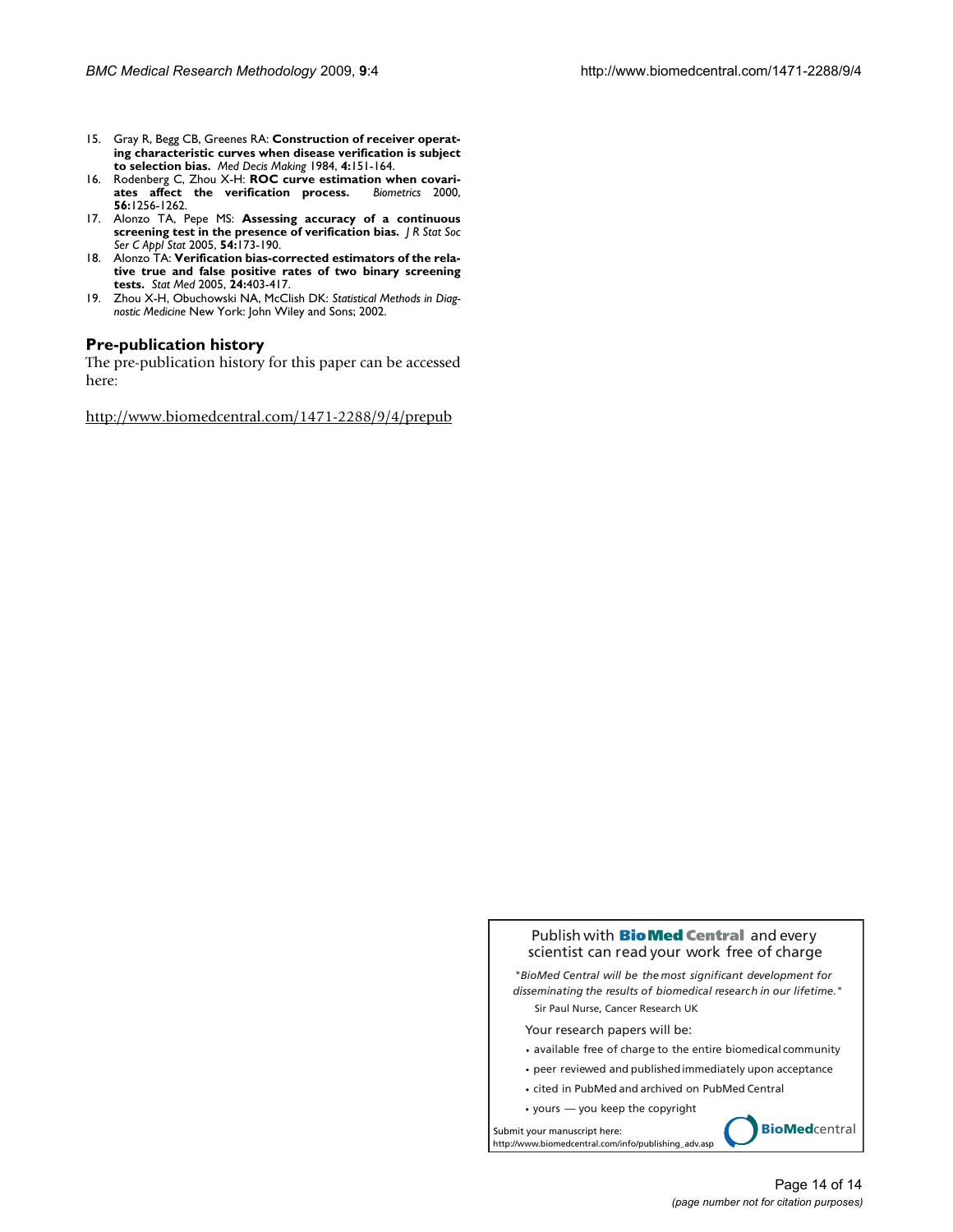15. Gray R, Begg CB, Greenes RA: **Construction of receiver operating characteristic curves when disease verification is subject to selection bias.** *Med Decis Making* 1984, **4:**151-164.
16. Rodenberg C, Zhou X-H: **ROC curve estimation when covariates affect the verification process.** *Biometrics* 2000, **56:**1256-1262.
17. Alonzo TA, Pepe MS: **Assessing accuracy of a continuous screening test in the presence of verification bias.** *J R Stat Soc Ser C Appl Stat* 2005, **54:**173-190.
18. Alonzo TA: **Verification bias-corrected estimators of the relative true and false positive rates of two binary screening tests.** *Stat Med* 2005, **24:**403-417.
19. Zhou X-H, Obuchowski NA, McClish DK: *Statistical Methods in Diagnostic Medicine* New York: John Wiley and Sons; 2002.

## Pre-publication history

The pre-publication history for this paper can be accessed here:

http://www.biomedcentral.com/1471-2288/9/4/prepub

Publish with **BioMed Central** and every scientist can read your work free of charge

*"BioMed Central will be the most significant development for disseminating the results of biomedical research in our lifetime."*

Sir Paul Nurse, Cancer Research UK

Your research papers will be:

- available free of charge to the entire biomedical community
- peer reviewed and published immediately upon acceptance
- cited in PubMed and archived on PubMed Central
- yours — you keep the copyright

Submit your manuscript here:
http://www.biomedcentral.com/info/publishing_adv.asp

**BioMed**central